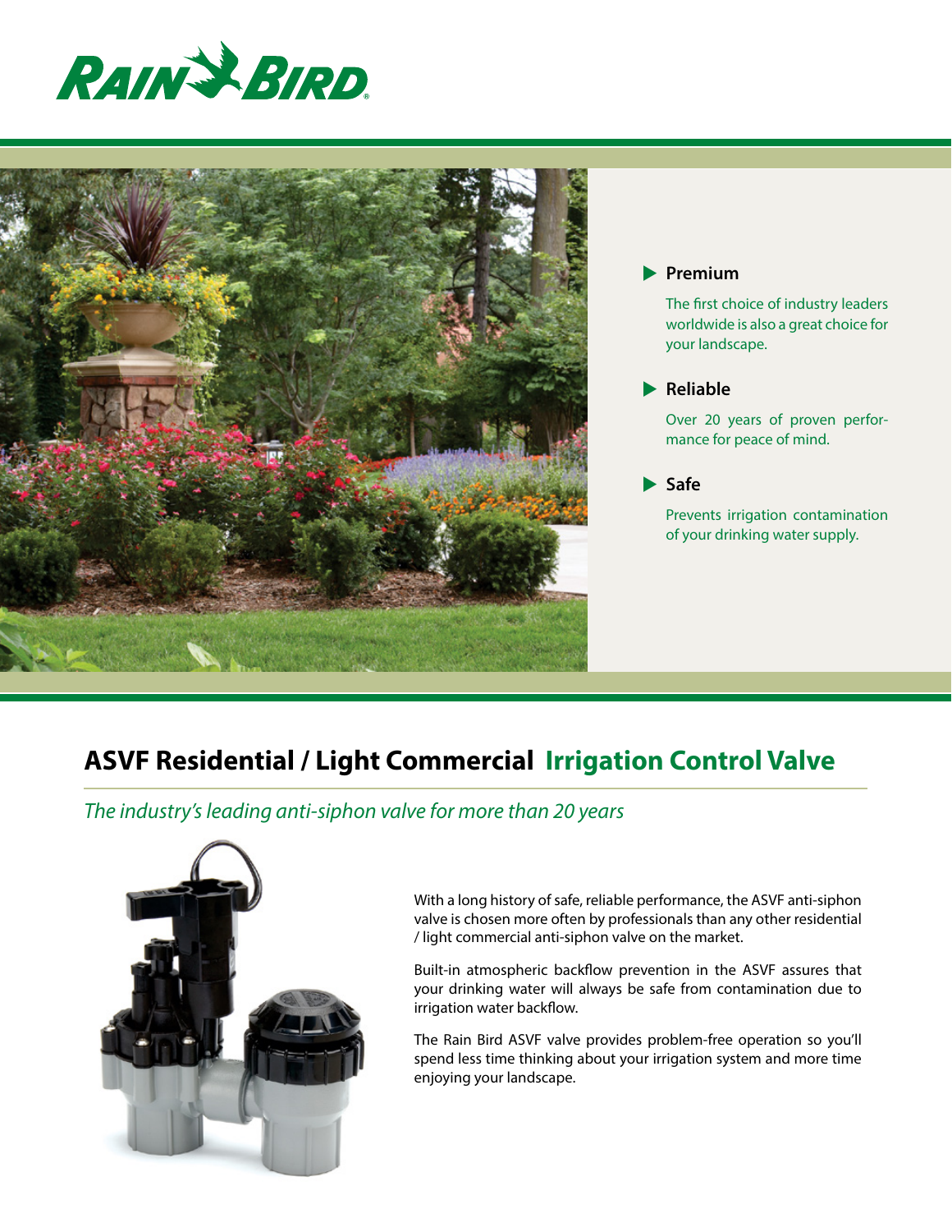RAIN BIRD

- **Premium**

  The first choice of industry leaders worldwide is also a great choice for your landscape.

- **Reliable**

  Over 20 years of proven performance for peace of mind.

- **Safe**

  Prevents irrigation contamination of your drinking water supply.

# ASVF Residential / Light Commercial Irrigation Control Valve

*The industry's leading anti-siphon valve for more than 20 years*

With a long history of safe, reliable performance, the ASVF anti-siphon valve is chosen more often by professionals than any other residential / light commercial anti-siphon valve on the market.

Built-in atmospheric backflow prevention in the ASVF assures that your drinking water will always be safe from contamination due to irrigation water backflow.

The Rain Bird ASVF valve provides problem-free operation so you'll spend less time thinking about your irrigation system and more time enjoying your landscape.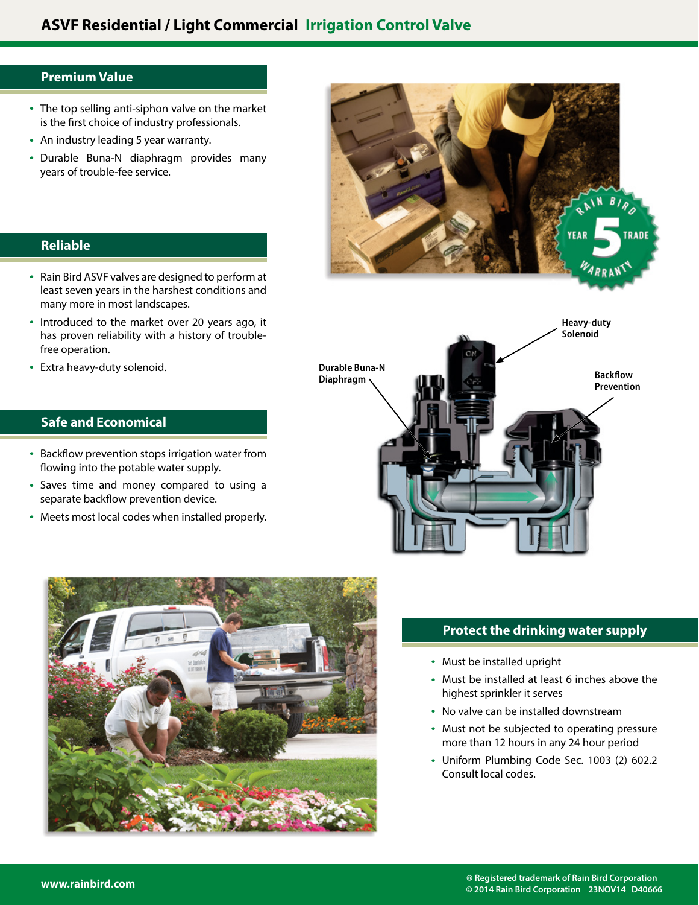# ASVF Residential / Light Commercial Irrigation Control Valve

## Premium Value

- The top selling anti-siphon valve on the market is the first choice of industry professionals.
- An industry leading 5 year warranty.
- Durable Buna-N diaphragm provides many years of trouble-fee service.

## Reliable

- Rain Bird ASVF valves are designed to perform at least seven years in the harshest conditions and many more in most landscapes.
- Introduced to the market over 20 years ago, it has proven reliability with a history of trouble-free operation.
- Extra heavy-duty solenoid.

## Safe and Economical

- Backflow prevention stops irrigation water from flowing into the potable water supply.
- Saves time and money compared to using a separate backflow prevention device.
- Meets most local codes when installed properly.

RAIN BIRD YEAR 5 TRADE WARRANTY

Heavy-duty Solenoid

Durable Buna-N Diaphragm

Backflow Prevention

## Protect the drinking water supply

- Must be installed upright
- Must be installed at least 6 inches above the highest sprinkler it serves
- No valve can be installed downstream
- Must not be subjected to operating pressure more than 12 hours in any 24 hour period
- Uniform Plumbing Code Sec. 1003 (2) 602.2 Consult local codes.

www.rainbird.com

® Registered trademark of Rain Bird Corporation
© 2014 Rain Bird Corporation 23NOV14 D40666